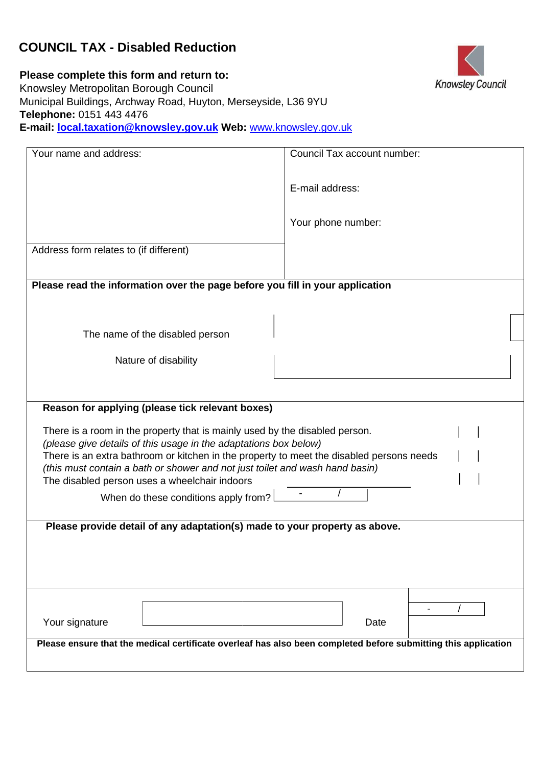# COUNCIL TAX - Disabled Reduction

**Please complete this form and return to:**
Knowsley Metropolitan Borough Council
Municipal Buildings, Archway Road, Huyton, Merseyside, L36 9YU
**Telephone:** 0151 443 4476
**E-mail:** **local.taxation@knowsley.gov.uk** **Web:** www.knowsley.gov.uk

Knowsley Council

| Your name and address: | Council Tax account number: |
|---|---|
| | E-mail address: |
| | Your phone number: |
| Address form relates to (if different) | |

**Please read the information over the page before you fill in your application**

The name of the disabled person

Nature of disability

**Reason for applying (please tick relevant boxes)**

There is a room in the property that is mainly used by the disabled person. ☐
*(please give details of this usage in the adaptations box below)*

There is an extra bathroom or kitchen in the property to meet the disabled persons needs ☐
*(this must contain a bath or shower and not just toilet and wash hand basin)*

The disabled person uses a wheelchair indoors ☐

When do these conditions apply from? - /

**Please provide detail of any adaptation(s) made to your property as above.**

Your signature

Date - /

**Please ensure that the medical certificate overleaf has also been completed before submitting this application**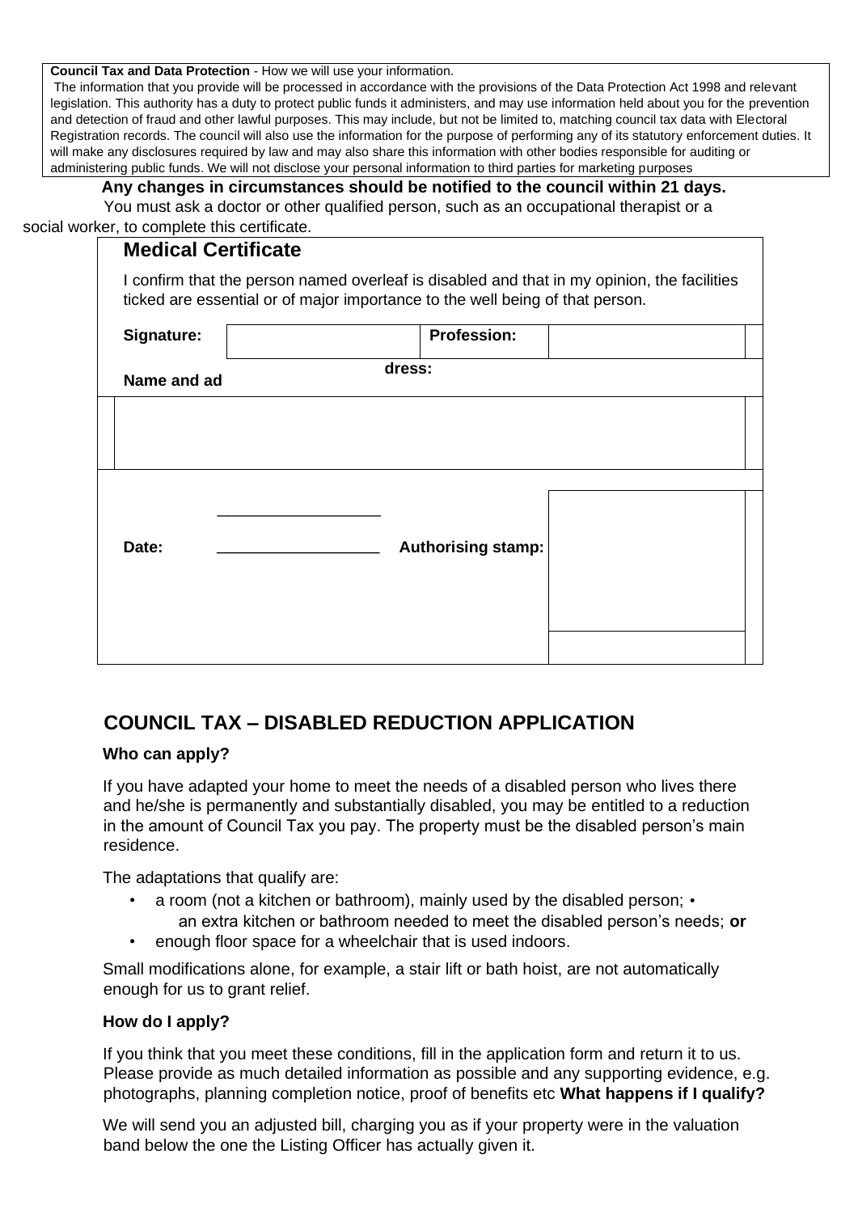**Council Tax and Data Protection** - How we will use your information.

The information that you provide will be processed in accordance with the provisions of the Data Protection Act 1998 and relevant legislation. This authority has a duty to protect public funds it administers, and may use information held about you for the prevention and detection of fraud and other lawful purposes. This may include, but not be limited to, matching council tax data with Electoral Registration records. The council will also use the information for the purpose of performing any of its statutory enforcement duties. It will make any disclosures required by law and may also share this information with other bodies responsible for auditing or administering public funds. We will not disclose your personal information to third parties for marketing purposes

**Any changes in circumstances should be notified to the council within 21 days.**

You must ask a doctor or other qualified person, such as an occupational therapist or a social worker, to complete this certificate.

## Medical Certificate

I confirm that the person named overleaf is disabled and that in my opinion, the facilities ticked are essential or of major importance to the well being of that person.

| **Signature:** | | **Profession:** | |
|---|---|---|---|
| **Name and address:** | | | |
| | | | |
| **Date:** | ___________________ | **Authorising stamp:** | |

## COUNCIL TAX – DISABLED REDUCTION APPLICATION

### Who can apply?

If you have adapted your home to meet the needs of a disabled person who lives there and he/she is permanently and substantially disabled, you may be entitled to a reduction in the amount of Council Tax you pay. The property must be the disabled person's main residence.

The adaptations that qualify are:

- a room (not a kitchen or bathroom), mainly used by the disabled person;
- an extra kitchen or bathroom needed to meet the disabled person's needs; **or**
- enough floor space for a wheelchair that is used indoors.

Small modifications alone, for example, a stair lift or bath hoist, are not automatically enough for us to grant relief.

### How do I apply?

If you think that you meet these conditions, fill in the application form and return it to us. Please provide as much detailed information as possible and any supporting evidence, e.g. photographs, planning completion notice, proof of benefits etc

### What happens if I qualify?

We will send you an adjusted bill, charging you as if your property were in the valuation band below the one the Listing Officer has actually given it.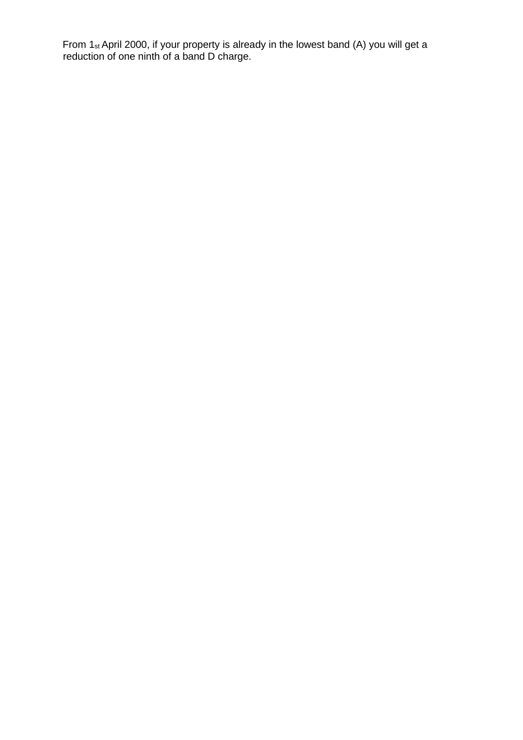From 1st April 2000, if your property is already in the lowest band (A) you will get a reduction of one ninth of a band D charge.